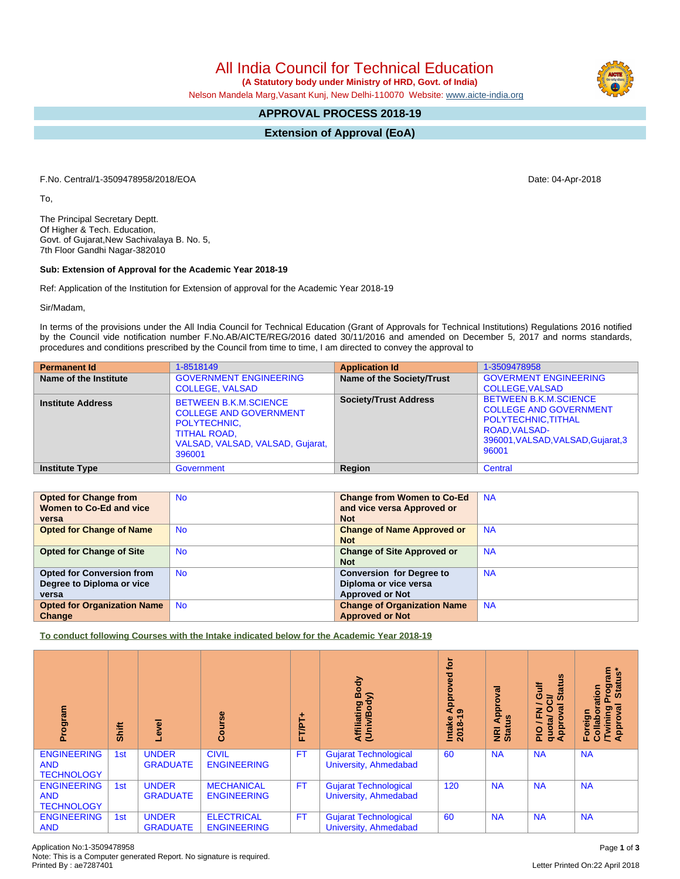# All India Council for Technical Education

**(A Statutory body under Ministry of HRD, Govt. of India)**

Nelson Mandela Marg,Vasant Kunj, New Delhi-110070 Website: www.aicte-india.org

## APPROVAL PROCESS 2018-19

## Extension of Approval (EoA)

F.No. Central/1-3509478958/2018/EOA

Date: 04-Apr-2018

To,

The Principal Secretary Deptt.
Of Higher & Tech. Education,
Govt. of Gujarat,New Sachivalaya B. No. 5,
7th Floor Gandhi Nagar-382010

**Sub: Extension of Approval for the Academic Year 2018-19**

Ref: Application of the Institution for Extension of approval for the Academic Year 2018-19

Sir/Madam,

In terms of the provisions under the All India Council for Technical Education (Grant of Approvals for Technical Institutions) Regulations 2016 notified by the Council vide notification number F.No.AB/AICTE/REG/2016 dated 30/11/2016 and amended on December 5, 2017 and norms standards, procedures and conditions prescribed by the Council from time to time, I am directed to convey the approval to

| **Permanent Id** | 1-8518149 | **Application Id** | 1-3509478958 |
|---|---|---|---|
| **Name of the Institute** | GOVERNMENT ENGINEERING COLLEGE, VALSAD | **Name of the Society/Trust** | GOVERMENT ENGINEERING COLLEGE,VALSAD |
| **Institute Address** | BETWEEN B.K.M.SCIENCE COLLEGE AND GOVERNMENT POLYTECHNIC, TITHAL ROAD, VALSAD, VALSAD, VALSAD, Gujarat, 396001 | **Society/Trust Address** | BETWEEN B.K.M.SCIENCE COLLEGE AND GOVERNMENT POLYTECHNIC,TITHAL ROAD,VALSAD-396001,VALSAD,VALSAD,Gujarat,396001 |
| **Institute Type** | Government | **Region** | Central |

| **Opted for Change from Women to Co-Ed and vice versa** | No | **Change from Women to Co-Ed and vice versa Approved or Not** | NA |
|---|---|---|---|
| **Opted for Change of Name** | No | **Change of Name Approved or Not** | NA |
| **Opted for Change of Site** | No | **Change of Site Approved or Not** | NA |
| **Opted for Conversion from Degree to Diploma or vice versa** | No | **Conversion for Degree to Diploma or vice versa Approved or Not** | NA |
| **Opted for Organization Name Change** | No | **Change of Organization Name Approved or Not** | NA |

**To conduct following Courses with the Intake indicated below for the Academic Year 2018-19**

| Program | Shift | Level | Course | FT/PT+ | Affiliating Body (Univ/Body) | Intake Approved for 2018-19 | NRI Approval Status | PIO / FN / Gulf quota/ OCI/ Approval Status | Foreign Collaboration /Twining Program Approval Status* |
|---|---|---|---|---|---|---|---|---|---|
| ENGINEERING AND TECHNOLOGY | 1st | UNDER GRADUATE | CIVIL ENGINEERING | FT | Gujarat Technological University, Ahmedabad | 60 | NA | NA | NA |
| ENGINEERING AND TECHNOLOGY | 1st | UNDER GRADUATE | MECHANICAL ENGINEERING | FT | Gujarat Technological University, Ahmedabad | 120 | NA | NA | NA |
| ENGINEERING AND | 1st | UNDER GRADUATE | ELECTRICAL ENGINEERING | FT | Gujarat Technological University, Ahmedabad | 60 | NA | NA | NA |

Application No:1-3509478958
Note: This is a Computer generated Report. No signature is required.
Printed By : ae7287401

Letter Printed On:22 April 2018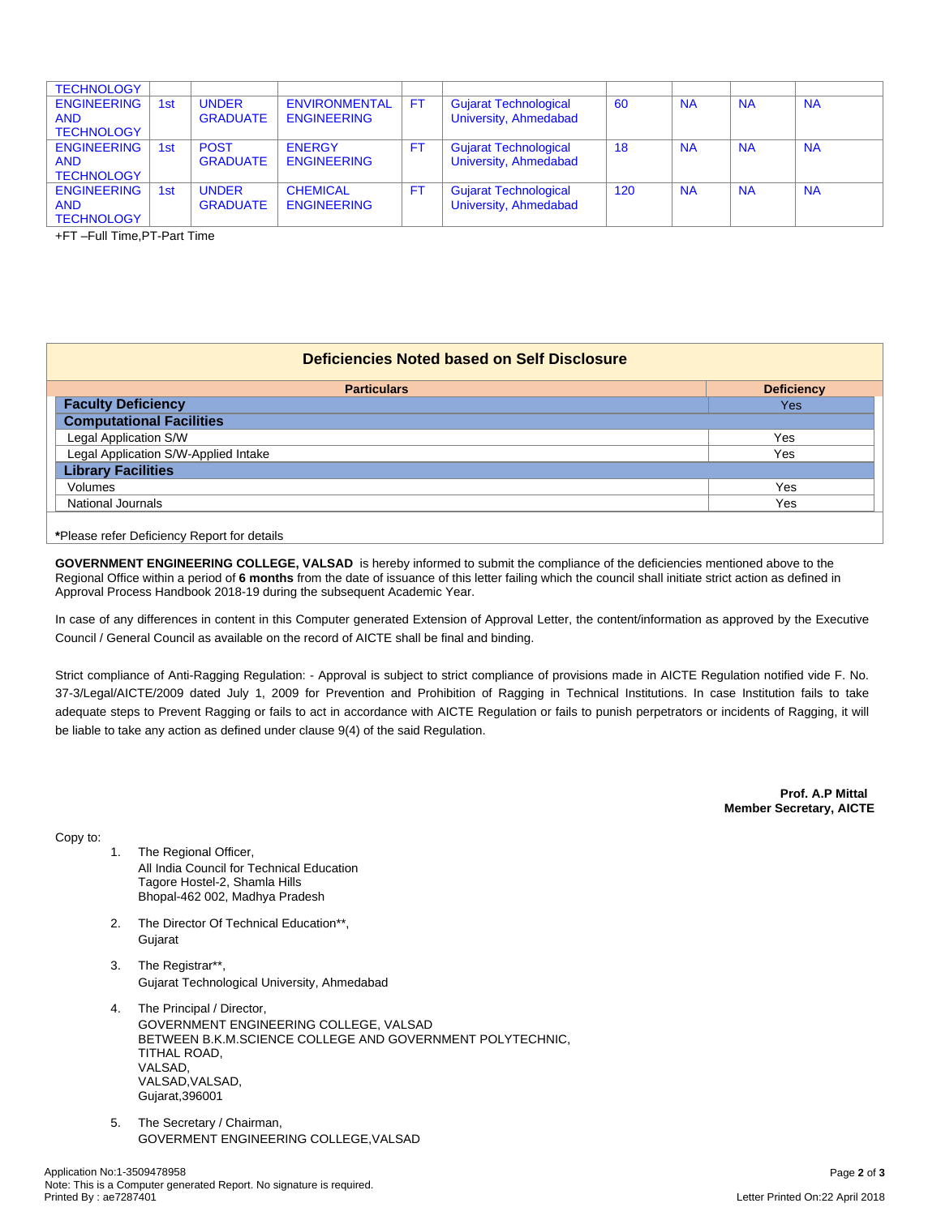| | | | | | | | | | |
|---|---|---|---|---|---|---|---|---|---|
| TECHNOLOGY | | | | | | | | | |
| ENGINEERING AND TECHNOLOGY | 1st | UNDER GRADUATE | ENVIRONMENTAL ENGINEERING | FT | Gujarat Technological University, Ahmedabad | 60 | NA | NA | NA |
| ENGINEERING AND TECHNOLOGY | 1st | POST GRADUATE | ENERGY ENGINEERING | FT | Gujarat Technological University, Ahmedabad | 18 | NA | NA | NA |
| ENGINEERING AND TECHNOLOGY | 1st | UNDER GRADUATE | CHEMICAL ENGINEERING | FT | Gujarat Technological University, Ahmedabad | 120 | NA | NA | NA |

+FT –Full Time,PT-Part Time

## Deficiencies Noted based on Self Disclosure

| Particulars | Deficiency |
|---|---|
| **Faculty Deficiency** | Yes |
| **Computational Facilities** | |
| Legal Application S/W | Yes |
| Legal Application S/W-Applied Intake | Yes |
| **Library Facilities** | |
| Volumes | Yes |
| National Journals | Yes |

***Please refer Deficiency Report for details**

**GOVERNMENT ENGINEERING COLLEGE, VALSAD** is hereby informed to submit the compliance of the deficiencies mentioned above to the Regional Office within a period of **6 months** from the date of issuance of this letter failing which the council shall initiate strict action as defined in Approval Process Handbook 2018-19 during the subsequent Academic Year.

In case of any differences in content in this Computer generated Extension of Approval Letter, the content/information as approved by the Executive Council / General Council as available on the record of AICTE shall be final and binding.

Strict compliance of Anti-Ragging Regulation: - Approval is subject to strict compliance of provisions made in AICTE Regulation notified vide F. No. 37-3/Legal/AICTE/2009 dated July 1, 2009 for Prevention and Prohibition of Ragging in Technical Institutions. In case Institution fails to take adequate steps to Prevent Ragging or fails to act in accordance with AICTE Regulation or fails to punish perpetrators or incidents of Ragging, it will be liable to take any action as defined under clause 9(4) of the said Regulation.

**Prof. A.P Mittal**
**Member Secretary, AICTE**

Copy to:

1. The Regional Officer,
   All India Council for Technical Education
   Tagore Hostel-2, Shamla Hills
   Bhopal-462 002, Madhya Pradesh

2. The Director Of Technical Education**,
   Gujarat

3. The Registrar**,
   Gujarat Technological University, Ahmedabad

4. The Principal / Director,
   GOVERNMENT ENGINEERING COLLEGE, VALSAD
   BETWEEN B.K.M.SCIENCE COLLEGE AND GOVERNMENT POLYTECHNIC,
   TITHAL ROAD,
   VALSAD,
   VALSAD,VALSAD,
   Gujarat,396001

5. The Secretary / Chairman,
   GOVERMENT ENGINEERING COLLEGE,VALSAD

Application No:1-3509478958
Note: This is a Computer generated Report. No signature is required.
Printed By : ae7287401

Letter Printed On:22 April 2018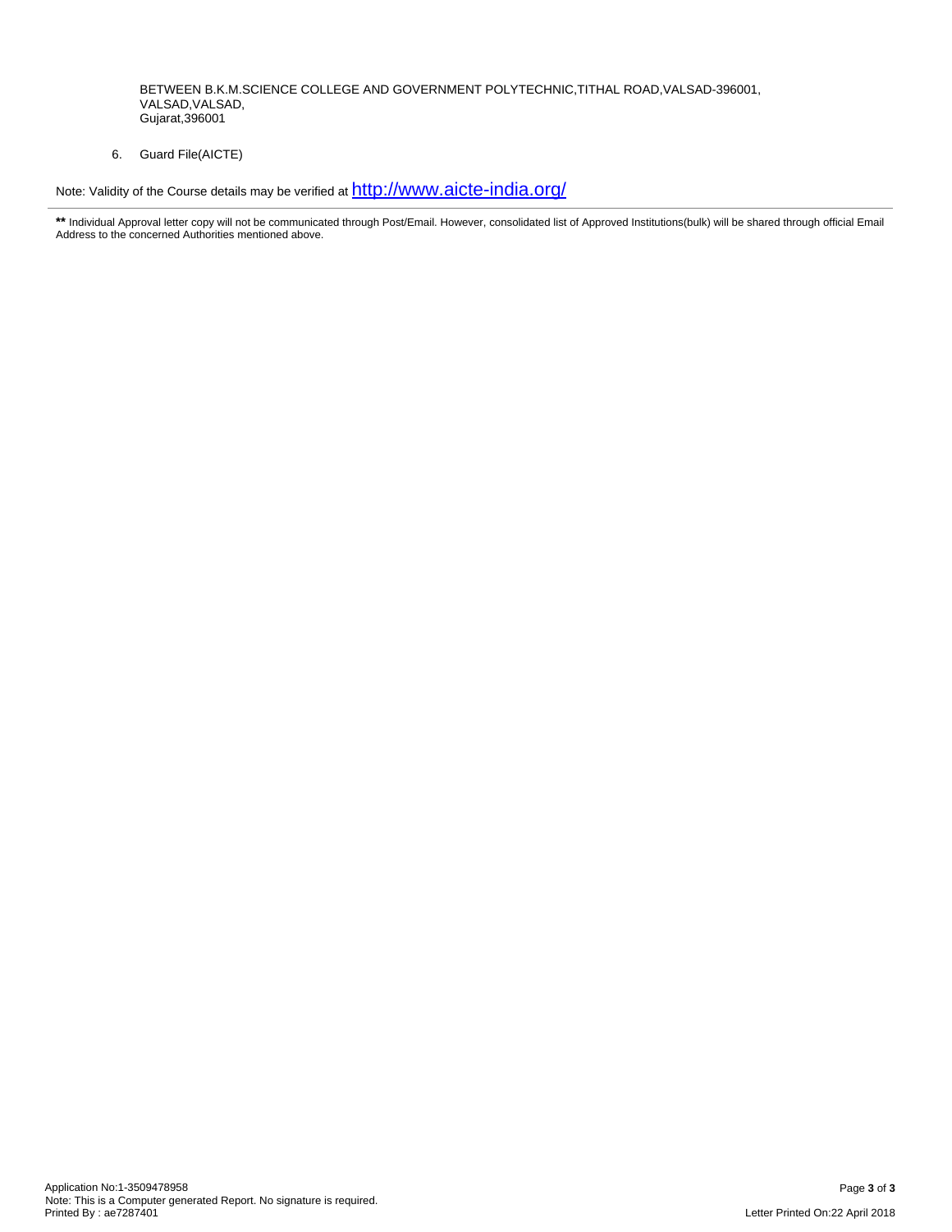BETWEEN B.K.M.SCIENCE COLLEGE AND GOVERNMENT POLYTECHNIC,TITHAL ROAD,VALSAD-396001,
VALSAD,VALSAD,
Gujarat,396001

6. Guard File(AICTE)

Note: Validity of the Course details may be verified at http://www.aicte-india.org/

---

**\*\*** Individual Approval letter copy will not be communicated through Post/Email. However, consolidated list of Approved Institutions(bulk) will be shared through official Email Address to the concerned Authorities mentioned above.

Application No:1-3509478958
Note: This is a Computer generated Report. No signature is required.
Printed By : ae7287401

Letter Printed On:22 April 2018